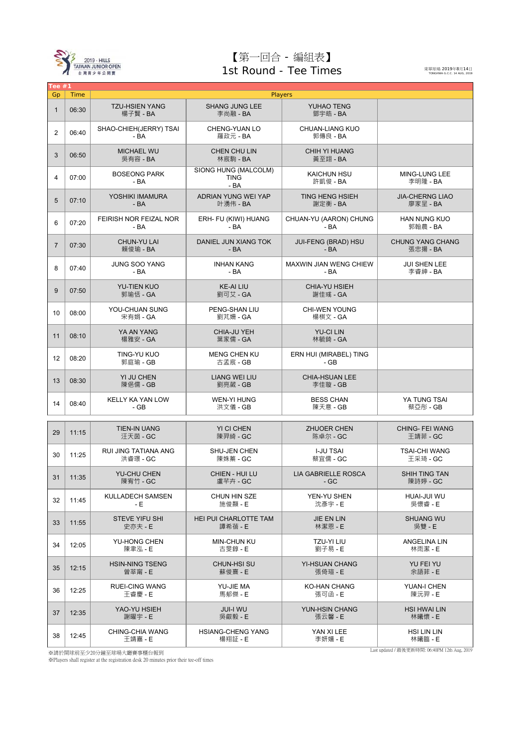2019 - HILLS TAIWAN JUNIOR OPEN 台灣青少年公開賽

# 【第一回合 - 編組表】
# 1st Round - Tee Times

東華球場 2019年8月14日
TONGHWA G.C.C. 14 AUG, 2019

| Tee #1 | | | | | |
|---|---|---|---|---|---|
| Gp | Time | Players | | | |
| 1 | 06:30 | TZU-HSIEN YANG 楊子賢 - BA | SHANG JUNG LEE 李尚融 - BA | YUHAO TENG 鄧宇皓 - BA | |
| 2 | 06:40 | SHAO-CHIEH(JERRY) TSAI - BA | CHENG-YUAN LO 羅政元 - BA | CHUAN-LIANG KUO 郭傳良 - BA | |
| 3 | 06:50 | MICHAEL WU 吳宥容 - BA | CHEN CHU LIN 林宸駒 - BA | CHIH YI HUANG 黃至翊 - BA | |
| 4 | 07:00 | BOSEONG PARK - BA | SIONG HUNG (MALCOLM) TING - BA | KAICHUN HSU 許凱俊 - BA | MING-LUNG LEE 李明隆 - BA |
| 5 | 07:10 | YOSHIKI IMAMURA - BA | ADRIAN YUNG WEI YAP 叶湧伟 - BA | TING HENG HSIEH 謝定衡 - BA | JIA-CHERNG LIAO 廖家呈 - BA |
| 6 | 07:20 | FEIRISH NOR FEIZAL NOR - BA | ERH- FU (KIWI) HUANG - BA | CHUAN-YU (AARON) CHUNG - BA | HAN NUNG KUO 郭翰農 - BA |
| 7 | 07:30 | CHUN-YU LAI 賴俊瑜 - BA | DANIEL JUN XIANG TOK - BA | JUI-FENG (BRAD) HSU - BA | CHUNG YANG CHANG 張忠揚 - BA |
| 8 | 07:40 | JUNG SOO YANG - BA | INHAN KANG - BA | MAXWIN JIAN WENG CHIEW - BA | JUI SHEN LEE 李睿紳 - BA |
| 9 | 07:50 | YU-TIEN KUO 郭瑜恬 - GA | KE-AI LIU 劉可艾 - GA | CHIA-YU HSIEH 謝佳彧 - GA | |
| 10 | 08:00 | YOU-CHUAN SUNG 宋有娟 - GA | PENG-SHAN LIU 劉芃姍 - GA | CHI-WEN YOUNG 楊棋文 - GA | |
| 11 | 08:10 | YA AN YANG 楊雅安 - GA | CHIA-JU YEH 葉家儒 - GA | YU-CI LIN 林毓錡 - GA | |
| 12 | 08:20 | TING-YU KUO 郭庭瑜 - GB | MENG CHEN KU 古孟宸 - GB | ERN HUI (MIRABEL) TING - GB | |
| 13 | 08:30 | YI JU CHEN 陳佀儒 - GB | LIANG WEI LIU 劉亮葳 - GB | CHIA-HSUAN LEE 李佳璇 - GB | |
| 14 | 08:40 | KELLY KA YAN LOW - GB | WEN-YI HUNG 洪文儀 - GB | BESS CHAN 陳天意 - GB | YA TUNG TSAI 蔡亞彤 - GB |
| 29 | 11:15 | TIEN-IN UANG 汪天茵 - GC | YI CI CHEN 陳羿綺 - GC | ZHUOER CHEN 陈卓尔 - GC | CHING- FEI WANG 王靖菲 - GC |
| 30 | 11:25 | RUI JING TATIANA ANG 洪睿璟 - GC | SHU-JEN CHEN 陳姝蓁 - GC | I-JU TSAI 蔡宜儒 - GC | TSAI-CHI WANG 王采琦 - GC |
| 31 | 11:35 | YU-CHU CHEN 陳宥竹 - GC | CHIEN - HUI LU 盧芊卉 - GC | LIA GABRIELLE ROSCA - GC | SHIH TING TAN 陳詩婷 - GC |
| 32 | 11:45 | KULLADECH SAMSEN - E | CHUN HIN SZE 施俊顯 - E | YEN-YU SHEN 沈彥宇 - E | HUAI-JUI WU 吳懷睿 - E |
| 33 | 11:55 | STEVE YIFU SHI 史亦夫 - E | HEI PUI CHARLOTTE TAM 譚希蓓 - E | JIE EN LIN 林潔恩 - E | SHUANG WU 吳雙 - E |
| 34 | 12:05 | YU-HONG CHEN 陳聿泓 - E | MIN-CHUN KU 古旻錞 - E | TZU-YI LIU 劉子易 - E | ANGELINA LIN 林雨潔 - E |
| 35 | 12:15 | HSIN-NING TSENG 曾莘甯 - E | CHUN-HSI SU 蘇俊熹 - E | YI-HSUAN CHANG 張倚瑄 - E | YU FEI YU 余語菲 - E |
| 36 | 12:25 | RUEI-CING WANG 王睿慶 - E | YU-JIE MA 馬郁傑 - E | KO-HAN CHANG 張可函 - E | YUAN-I CHEN 陳沅羿 - E |
| 37 | 12:35 | YAO-YU HSIEH 謝曜宇 - E | JUI-I WU 吳叡毅 - E | YUN-HSIN CHANG 張云馨 - E | HSI HWAI LIN 林曦懷 - E |
| 38 | 12:45 | CHING-CHIA WANG 王靖嘉 - E | HSIANG-CHENG YANG 楊翔証 - E | YAN XI LEE 李妍嬉 - E | HSI LIN LIN 林曦臨 - E |

※請於開球前至少20分鐘至球場大廳賽事櫃台報到
※Players shall register at the registration desk 20 minutes prior their tee-off times

Last updated / 最後更新時間: 06:40PM 12th Aug, 2019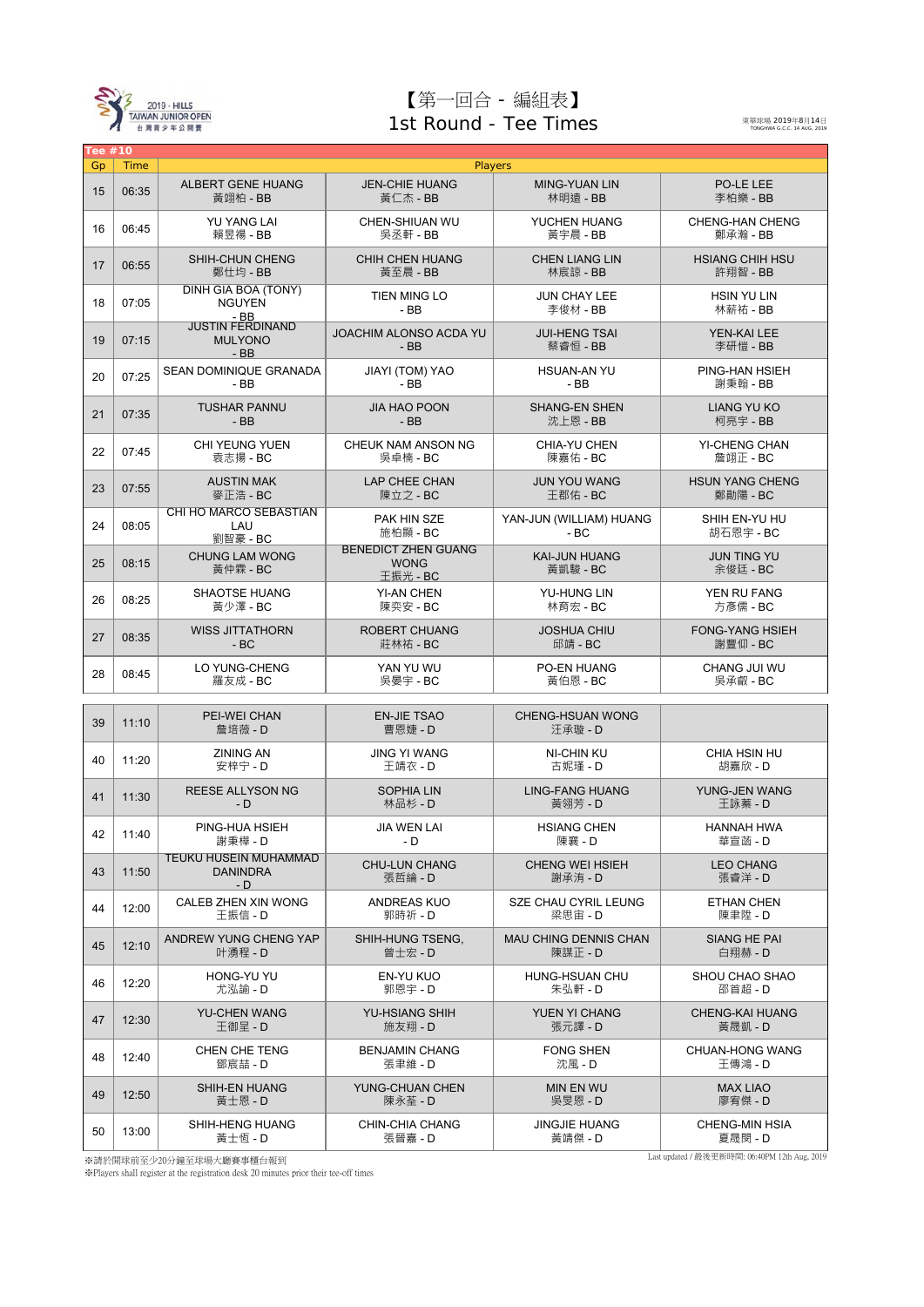2019 · HILLS TAIWAN JUNIOR OPEN 台灣青少年公開賽

# 【第一回合 - 編組表】
# 1st Round - Tee Times

東華球場 2019年8月14日
TONGHWA G.C.C. 14 AUG, 2019

**Tee #10**

| Gp | Time | Players | | | |
|---|---|---|---|---|---|
| 15 | 06:35 | ALBERT GENE HUANG 黃翊柏 - BB | JEN-CHIE HUANG 黃仁杰 - BB | MING-YUAN LIN 林明遠 - BB | PO-LE LEE 李柏樂 - BB |
| 16 | 06:45 | YU YANG LAI 賴昱楊 - BB | CHEN-SHIUAN WU 吳丞軒 - BB | YUCHEN HUANG 黃宇晨 - BB | CHENG-HAN CHENG 鄭承瀚 - BB |
| 17 | 06:55 | SHIH-CHUN CHENG 鄭仕均 - BB | CHIH CHEN HUANG 黃至晨 - BB | CHEN LIANG LIN 林宸諒 - BB | HSIANG CHIH HSU 許翔智 - BB |
| 18 | 07:05 | DINH GIA BOA (TONY) NGUYEN - BB | TIEN MING LO - BB | JUN CHAY LEE 李俊材 - BB | HSIN YU LIN 林莘祐 - BB |
| 19 | 07:15 | JUSTIN FERDINAND MULYONO - BB | JOACHIM ALONSO ACDA YU - BB | JUI-HENG TSAI 蔡睿恒 - BB | YEN-KAI LEE 李研愷 - BB |
| 20 | 07:25 | SEAN DOMINIQUE GRANADA - BB | JIAYI (TOM) YAO - BB | HSUAN-AN YU - BB | PING-HAN HSIEH 謝秉翰 - BB |
| 21 | 07:35 | TUSHAR PANNU - BB | JIA HAO POON - BB | SHANG-EN SHEN 沈上恩 - BB | LIANG YU KO 柯亮宇 - BB |
| 22 | 07:45 | CHI YEUNG YUEN 袁志揚 - BC | CHEUK NAM ANSON NG 吳卓楠 - BC | CHIA-YU CHEN 陳嘉佑 - BC | YI-CHENG CHAN 詹翊正 - BC |
| 23 | 07:55 | AUSTIN MAK 麥正浩 - BC | LAP CHEE CHAN 陳立之 - BC | JUN YOU WANG 王郡佑 - BC | HSUN YANG CHENG 鄭勛陽 - BC |
| 24 | 08:05 | CHI HO MARCO SEBASTIAN LAU 劉智豪 - BC | PAK HIN SZE 施柏顯 - BC | YAN-JUN (WILLIAM) HUANG - BC | SHIH EN-YU HU 胡石恩宇 - BC |
| 25 | 08:15 | CHUNG LAM WONG 黃仲霖 - BC | BENEDICT ZHEN GUANG WONG 王振光 - BC | KAI-JUN HUANG 黃凱駿 - BC | JUN TING YU 余俊廷 - BC |
| 26 | 08:25 | SHAOTSE HUANG 黃少澤 - BC | YI-AN CHEN 陳奕安 - BC | YU-HUNG LIN 林育宏 - BC | YEN RU FANG 方彥儒 - BC |
| 27 | 08:35 | WISS JITTATHORN - BC | ROBERT CHUANG 莊林祐 - BC | JOSHUA CHIU 邱靖 - BC | FONG-YANG HSIEH 謝豐仰 - BC |
| 28 | 08:45 | LO YUNG-CHENG 羅友成 - BC | YAN YU WU 吳晏宇 - BC | PO-EN HUANG 黃伯恩 - BC | CHANG JUI WU 吳承叡 - BC |
| 39 | 11:10 | PEI-WEI CHAN 詹培薇 - D | EN-JIE TSAO 曹恩婕 - D | CHENG-HSUAN WONG 汪承璇 - D | |
| 40 | 11:20 | ZINING AN 安梓宁 - D | JING YI WANG 王靖衣 - D | NI-CHIN KU 古妮瑾 - D | CHIA HSIN HU 胡嘉欣 - D |
| 41 | 11:30 | REESE ALLYSON NG - D | SOPHIA LIN 林品杉 - D | LING-FANG HUANG 黃翎芳 - D | YUNG-JEN WANG 王詠蓁 - D |
| 42 | 11:40 | PING-HUA HSIEH 謝秉樺 - D | JIA WEN LAI - D | HSIANG CHEN 陳襄 - D | HANNAH HWA 華宣菡 - D |
| 43 | 11:50 | TEUKU HUSEIN MUHAMMAD DANINDRA - D | CHU-LUN CHANG 張哲綸 - D | CHENG WEI HSIEH 謝承洧 - D | LEO CHANG 張睿洋 - D |
| 44 | 12:00 | CALEB ZHEN XIN WONG 王振信 - D | ANDREAS KUO 郭時祈 - D | SZE CHAU CYRIL LEUNG 梁思宙 - D | ETHAN CHEN 陳聿陞 - D |
| 45 | 12:10 | ANDREW YUNG CHENG YAP 叶湧程 - D | SHIH-HUNG TSENG, 曾士宏 - D | MAU CHING DENNIS CHAN 陳謀正 - D | SIANG HE PAI 白翔赫 - D |
| 46 | 12:20 | HONG-YU YU 尤泓諭 - D | EN-YU KUO 郭恩宇 - D | HUNG-HSUAN CHU 朱弘軒 - D | SHOU CHAO SHAO 邵首超 - D |
| 47 | 12:30 | YU-CHEN WANG 王御呈 - D | YU-HSIANG SHIH 施友翔 - D | YUEN YI CHANG 張元譯 - D | CHENG-KAI HUANG 黃晟凱 - D |
| 48 | 12:40 | CHEN CHE TENG 鄧宸喆 - D | BENJAMIN CHANG 張聿維 - D | FONG SHEN 沈風 - D | CHUAN-HONG WANG 王傳鴻 - D |
| 49 | 12:50 | SHIH-EN HUANG 黃士恩 - D | YUNG-CHUAN CHEN 陳永荃 - D | MIN EN WU 吳旻恩 - D | MAX LIAO 廖宥傑 - D |
| 50 | 13:00 | SHIH-HENG HUANG 黃士恆 - D | CHIN-CHIA CHANG 張晉嘉 - D | JINGJIE HUANG 黃靖傑 - D | CHENG-MIN HSIA 夏晟閔 - D |

※請於開球前至少20分鐘至球場大廳賽事櫃台報到
※Players shall register at the registration desk 20 minutes prior their tee-off times

Last updated / 最後更新時間: 06:40PM 12th Aug, 2019